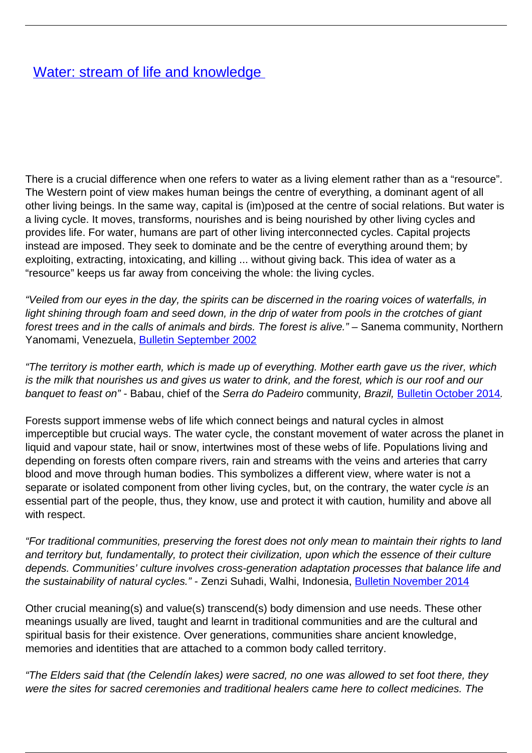# [Water: stream of life and knowledge](#)

There is a crucial difference when one refers to water as a living element rather than as a "resource". The Western point of view makes human beings the centre of everything, a dominant agent of all other living beings. In the same way, capital is (im)posed at the centre of social relations. But water is a living cycle. It moves, transforms, nourishes and is being nourished by other living cycles and provides life. For water, humans are part of other living interconnected cycles. Capital projects instead are imposed. They seek to dominate and be the centre of everything around them; by exploiting, extracting, intoxicating, and killing ... without giving back. This idea of water as a "resource" keeps us far away from conceiving the whole: the living cycles.

*"Veiled from our eyes in the day, the spirits can be discerned in the roaring voices of waterfalls, in light shining through foam and seed down, in the drip of water from pools in the crotches of giant forest trees and in the calls of animals and birds. The forest is alive."* – Sanema community, Northern Yanomami, Venezuela, [Bulletin September 2002](#)

*"The territory is mother earth, which is made up of everything. Mother earth gave us the river, which is the milk that nourishes us and gives us water to drink, and the forest, which is our roof and our banquet to feast on"* - Babau, chief of the *Serra do Padeiro* community*, Brazil,* [Bulletin October 2014](#)*.*

Forests support immense webs of life which connect beings and natural cycles in almost imperceptible but crucial ways. The water cycle, the constant movement of water across the planet in liquid and vapour state, hail or snow, intertwines most of these webs of life. Populations living and depending on forests often compare rivers, rain and streams with the veins and arteries that carry blood and move through human bodies. This symbolizes a different view, where water is not a separate or isolated component from other living cycles, but, on the contrary, the water cycle *is* an essential part of the people, thus, they know, use and protect it with caution, humility and above all with respect.

*"For traditional communities, preserving the forest does not only mean to maintain their rights to land and territory but, fundamentally, to protect their civilization, upon which the essence of their culture depends. Communities' culture involves cross-generation adaptation processes that balance life and the sustainability of natural cycles."* - Zenzi Suhadi, Walhi, Indonesia, [Bulletin November 2014](#)

Other crucial meaning(s) and value(s) transcend(s) body dimension and use needs. These other meanings usually are lived, taught and learnt in traditional communities and are the cultural and spiritual basis for their existence. Over generations, communities share ancient knowledge, memories and identities that are attached to a common body called territory.

*"The Elders said that (the Celendín lakes) were sacred, no one was allowed to set foot there, they were the sites for sacred ceremonies and traditional healers came here to collect medicines. The*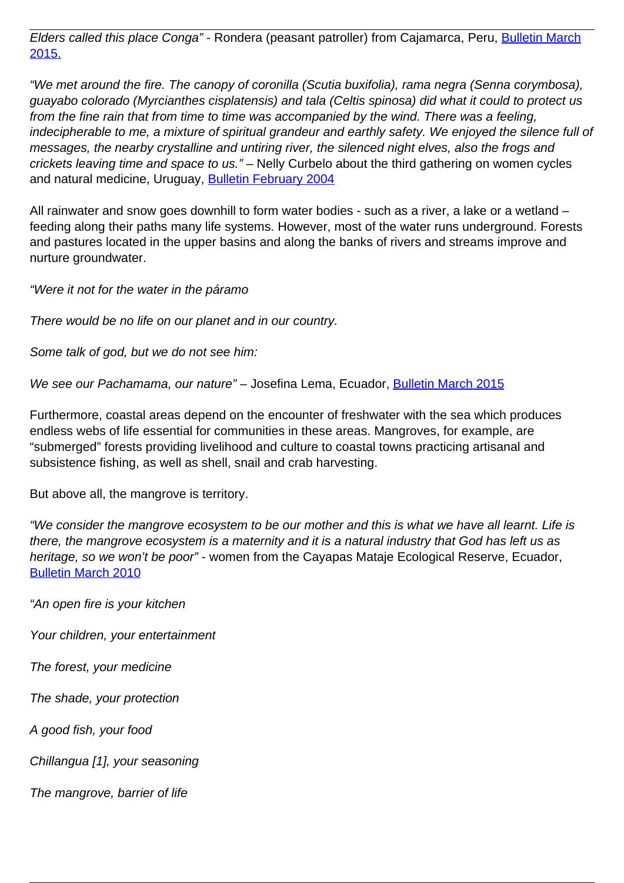*Elders called this place Conga"* - Rondera (peasant patroller) from Cajamarca, Peru, [Bulletin March 2015.](#)

*"We met around the fire. The canopy of coronilla (Scutia buxifolia), rama negra (Senna corymbosa), guayabo colorado (Myrcianthes cisplatensis) and tala (Celtis spinosa) did what it could to protect us from the fine rain that from time to time was accompanied by the wind. There was a feeling, indecipherable to me, a mixture of spiritual grandeur and earthly safety. We enjoyed the silence full of messages, the nearby crystalline and untiring river, the silenced night elves, also the frogs and crickets leaving time and space to us."* – Nelly Curbelo about the third gathering on women cycles and natural medicine, Uruguay, [Bulletin February 2004](#)

All rainwater and snow goes downhill to form water bodies - such as a river, a lake or a wetland – feeding along their paths many life systems. However, most of the water runs underground. Forests and pastures located in the upper basins and along the banks of rivers and streams improve and nurture groundwater.

*"Were it not for the water in the páramo*

*There would be no life on our planet and in our country.*

*Some talk of god, but we do not see him:*

*We see our Pachamama, our nature"* – Josefina Lema, Ecuador, [Bulletin March 2015](#)

Furthermore, coastal areas depend on the encounter of freshwater with the sea which produces endless webs of life essential for communities in these areas. Mangroves, for example, are "submerged" forests providing livelihood and culture to coastal towns practicing artisanal and subsistence fishing, as well as shell, snail and crab harvesting.

But above all, the mangrove is territory.

*"We consider the mangrove ecosystem to be our mother and this is what we have all learnt. Life is there, the mangrove ecosystem is a maternity and it is a natural industry that God has left us as heritage, so we won't be poor"* - women from the Cayapas Mataje Ecological Reserve, Ecuador, [Bulletin March 2010](#)

*"An open fire is your kitchen*

*Your children, your entertainment*

*The forest, your medicine*

*The shade, your protection*

*A good fish, your food*

*Chillangua [1], your seasoning*

*The mangrove, barrier of life*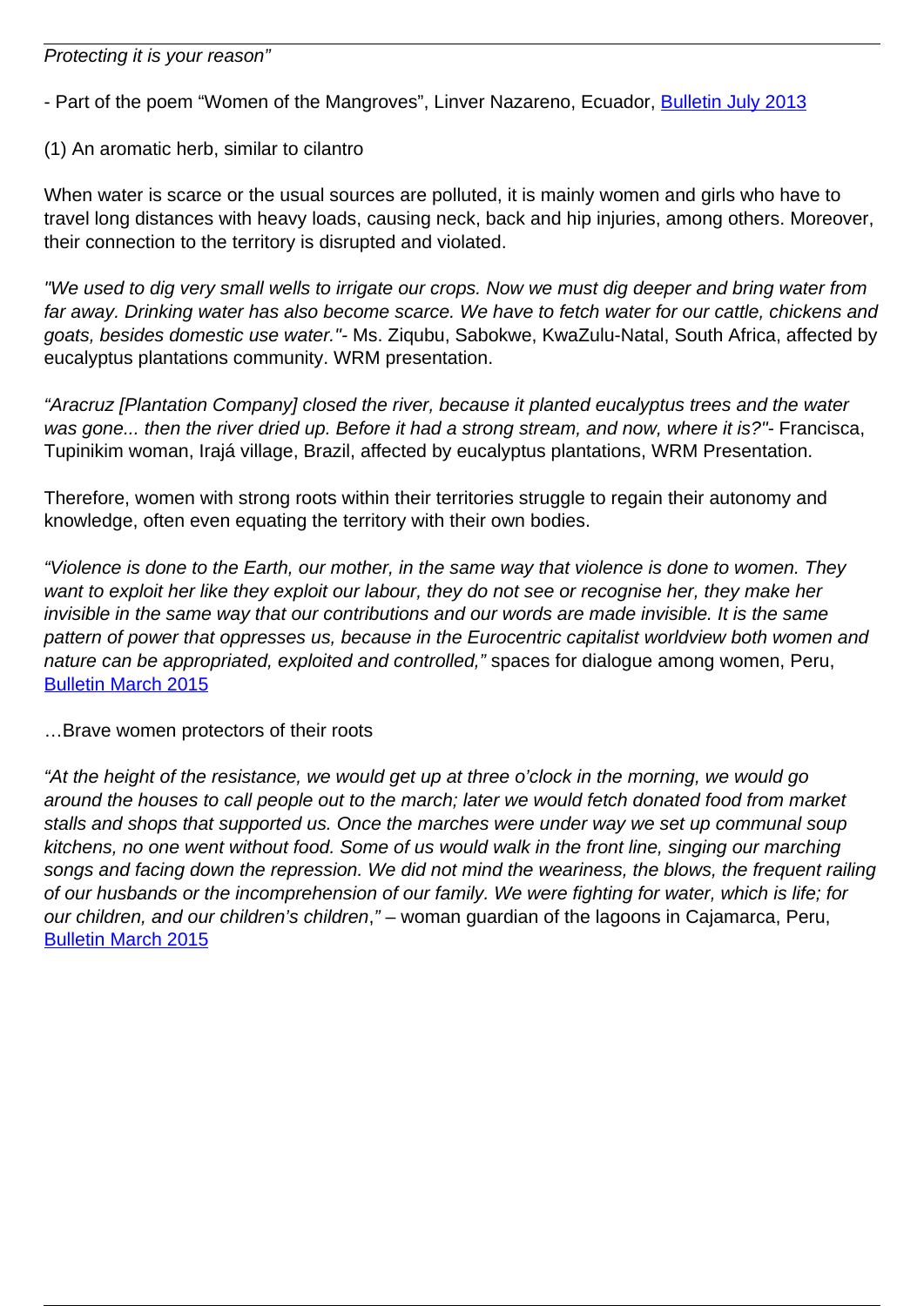*Protecting it is your reason"*

- Part of the poem "Women of the Mangroves", Linver Nazareno, Ecuador, [Bulletin July 2013]

(1) An aromatic herb, similar to cilantro

When water is scarce or the usual sources are polluted, it is mainly women and girls who have to travel long distances with heavy loads, causing neck, back and hip injuries, among others. Moreover, their connection to the territory is disrupted and violated.

*"We used to dig very small wells to irrigate our crops. Now we must dig deeper and bring water from far away. Drinking water has also become scarce. We have to fetch water for our cattle, chickens and goats, besides domestic use water."*- Ms. Ziqubu, Sabokwe, KwaZulu-Natal, South Africa, affected by eucalyptus plantations community. WRM presentation.

*"Aracruz [Plantation Company] closed the river, because it planted eucalyptus trees and the water was gone... then the river dried up. Before it had a strong stream, and now, where it is?"*- Francisca, Tupinikim woman, Irajá village, Brazil, affected by eucalyptus plantations, WRM Presentation.

Therefore, women with strong roots within their territories struggle to regain their autonomy and knowledge, often even equating the territory with their own bodies.

*"Violence is done to the Earth, our mother, in the same way that violence is done to women. They want to exploit her like they exploit our labour, they do not see or recognise her, they make her invisible in the same way that our contributions and our words are made invisible. It is the same pattern of power that oppresses us, because in the Eurocentric capitalist worldview both women and nature can be appropriated, exploited and controlled,"* spaces for dialogue among women, Peru, [Bulletin March 2015]

…Brave women protectors of their roots

*"At the height of the resistance, we would get up at three o'clock in the morning, we would go around the houses to call people out to the march; later we would fetch donated food from market stalls and shops that supported us. Once the marches were under way we set up communal soup kitchens, no one went without food. Some of us would walk in the front line, singing our marching songs and facing down the repression. We did not mind the weariness, the blows, the frequent railing of our husbands or the incomprehension of our family. We were fighting for water, which is life; for our children, and our children's children,"* – woman guardian of the lagoons in Cajamarca, Peru, [Bulletin March 2015]